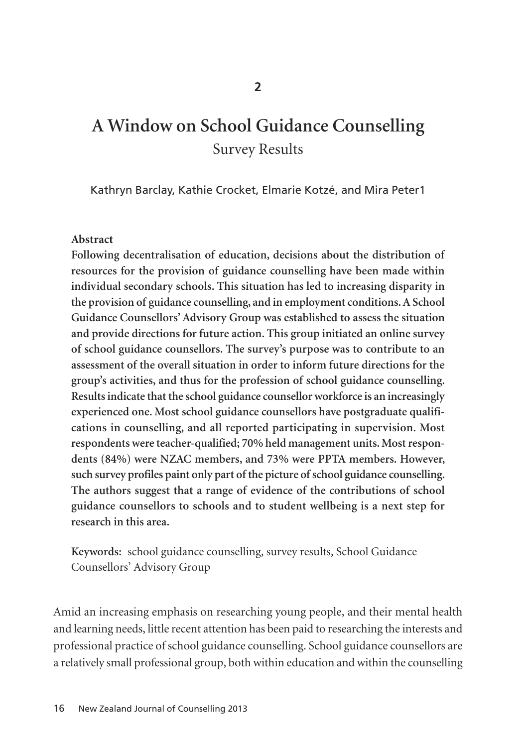2

# A Window on School Guidance Counselling

## Survey Results

Kathryn Barclay, Kathie Crocket, Elmarie Kotzé, and Mira Peter[1]

**Abstract**

**Following decentralisation of education, decisions about the distribution of resources for the provision of guidance counselling have been made within individual secondary schools. This situation has led to increasing disparity in the provision of guidance counselling, and in employment conditions. A School Guidance Counsellors' Advisory Group was established to assess the situation and provide directions for future action. This group initiated an online survey of school guidance counsellors. The survey's purpose was to contribute to an assessment of the overall situation in order to inform future directions for the group's activities, and thus for the profession of school guidance counselling. Results indicate that the school guidance counsellor workforce is an increasingly experienced one. Most school guidance counsellors have postgraduate qualifications in counselling, and all reported participating in supervision. Most respondents were teacher-qualified; 70% held management units. Most respondents (84%) were NZAC members, and 73% were PPTA members. However, such survey profiles paint only part of the picture of school guidance counselling. The authors suggest that a range of evidence of the contributions of school guidance counsellors to schools and to student wellbeing is a next step for research in this area.**

**Keywords:** school guidance counselling, survey results, School Guidance Counsellors' Advisory Group

Amid an increasing emphasis on researching young people, and their mental health and learning needs, little recent attention has been paid to researching the interests and professional practice of school guidance counselling. School guidance counsellors are a relatively small professional group, both within education and within the counselling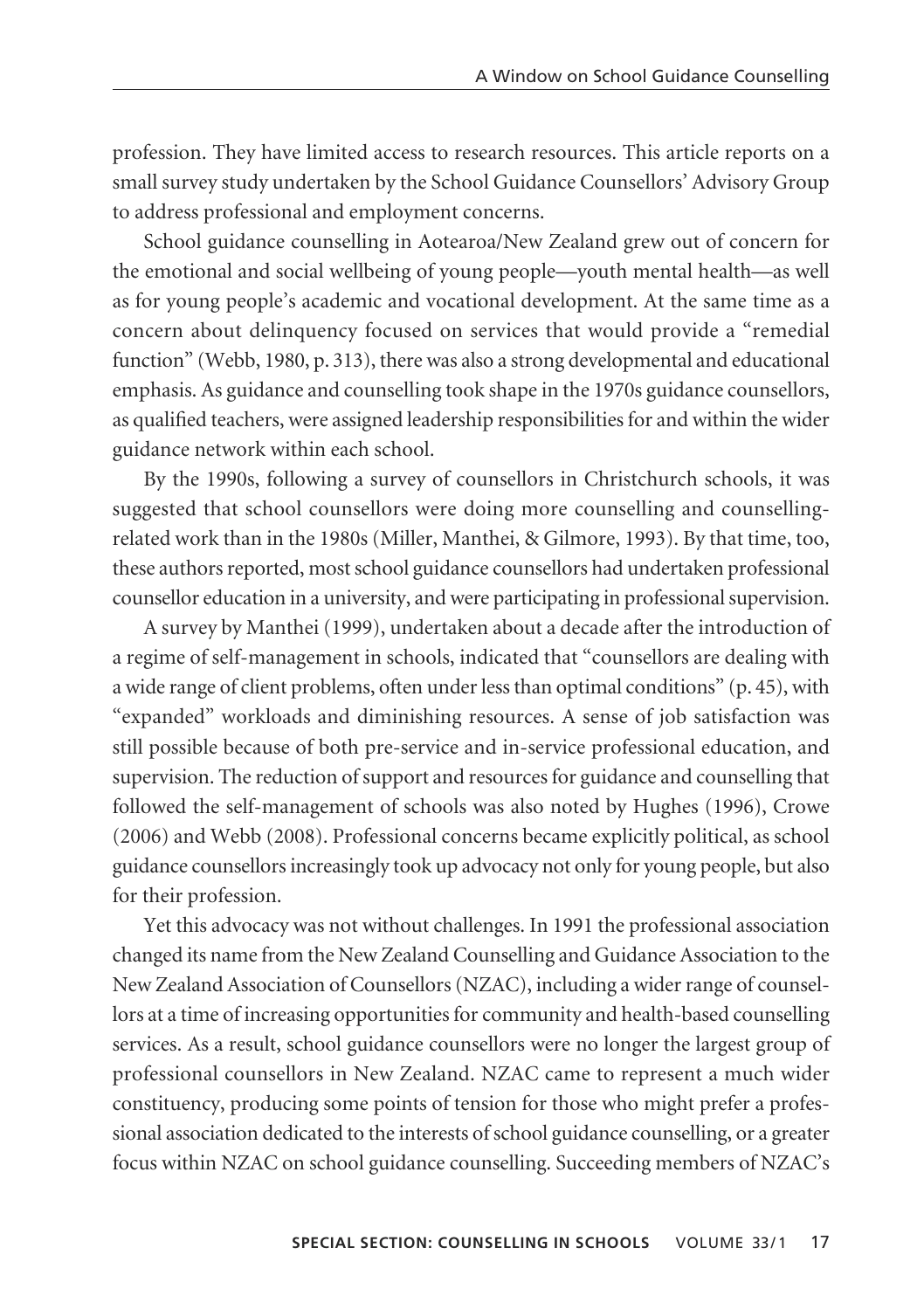profession. They have limited access to research resources. This article reports on a small survey study undertaken by the School Guidance Counsellors' Advisory Group to address professional and employment concerns.

School guidance counselling in Aotearoa/New Zealand grew out of concern for the emotional and social wellbeing of young people—youth mental health—as well as for young people's academic and vocational development. At the same time as a concern about delinquency focused on services that would provide a "remedial function" (Webb, 1980, p. 313), there was also a strong developmental and educational emphasis. As guidance and counselling took shape in the 1970s guidance counsellors, as qualified teachers, were assigned leadership responsibilities for and within the wider guidance network within each school.

By the 1990s, following a survey of counsellors in Christchurch schools, it was suggested that school counsellors were doing more counselling and counselling-related work than in the 1980s (Miller, Manthei, & Gilmore, 1993). By that time, too, these authors reported, most school guidance counsellors had undertaken professional counsellor education in a university, and were participating in professional supervision.

A survey by Manthei (1999), undertaken about a decade after the introduction of a regime of self-management in schools, indicated that "counsellors are dealing with a wide range of client problems, often under less than optimal conditions" (p. 45), with "expanded" workloads and diminishing resources. A sense of job satisfaction was still possible because of both pre-service and in-service professional education, and supervision. The reduction of support and resources for guidance and counselling that followed the self-management of schools was also noted by Hughes (1996), Crowe (2006) and Webb (2008). Professional concerns became explicitly political, as school guidance counsellors increasingly took up advocacy not only for young people, but also for their profession.

Yet this advocacy was not without challenges. In 1991 the professional association changed its name from the New Zealand Counselling and Guidance Association to the New Zealand Association of Counsellors (NZAC), including a wider range of counsellors at a time of increasing opportunities for community and health-based counselling services. As a result, school guidance counsellors were no longer the largest group of professional counsellors in New Zealand. NZAC came to represent a much wider constituency, producing some points of tension for those who might prefer a professional association dedicated to the interests of school guidance counselling, or a greater focus within NZAC on school guidance counselling. Succeeding members of NZAC's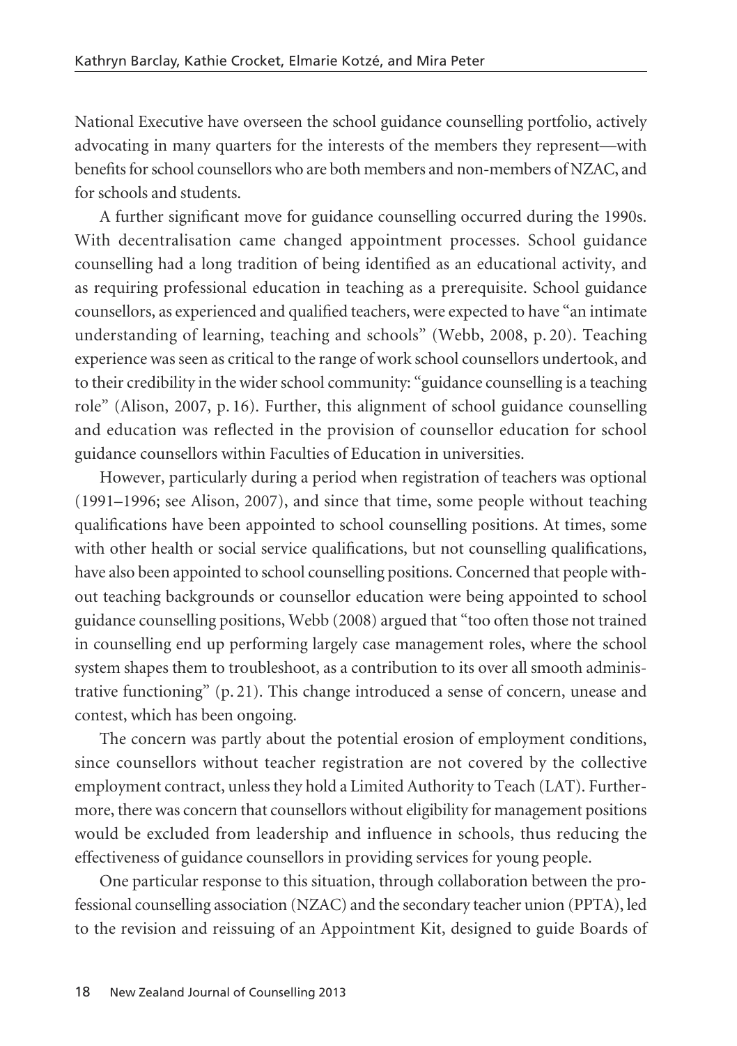National Executive have overseen the school guidance counselling portfolio, actively advocating in many quarters for the interests of the members they represent—with benefits for school counsellors who are both members and non-members of NZAC, and for schools and students.

A further significant move for guidance counselling occurred during the 1990s. With decentralisation came changed appointment processes. School guidance counselling had a long tradition of being identified as an educational activity, and as requiring professional education in teaching as a prerequisite. School guidance counsellors, as experienced and qualified teachers, were expected to have "an intimate understanding of learning, teaching and schools" (Webb, 2008, p. 20). Teaching experience was seen as critical to the range of work school counsellors undertook, and to their credibility in the wider school community: "guidance counselling is a teaching role" (Alison, 2007, p. 16). Further, this alignment of school guidance counselling and education was reflected in the provision of counsellor education for school guidance counsellors within Faculties of Education in universities.

However, particularly during a period when registration of teachers was optional (1991–1996; see Alison, 2007), and since that time, some people without teaching qualifications have been appointed to school counselling positions. At times, some with other health or social service qualifications, but not counselling qualifications, have also been appointed to school counselling positions. Concerned that people without teaching backgrounds or counsellor education were being appointed to school guidance counselling positions, Webb (2008) argued that "too often those not trained in counselling end up performing largely case management roles, where the school system shapes them to troubleshoot, as a contribution to its over all smooth administrative functioning" (p. 21). This change introduced a sense of concern, unease and contest, which has been ongoing.

The concern was partly about the potential erosion of employment conditions, since counsellors without teacher registration are not covered by the collective employment contract, unless they hold a Limited Authority to Teach (LAT). Furthermore, there was concern that counsellors without eligibility for management positions would be excluded from leadership and influence in schools, thus reducing the effectiveness of guidance counsellors in providing services for young people.

One particular response to this situation, through collaboration between the professional counselling association (NZAC) and the secondary teacher union (PPTA), led to the revision and reissuing of an Appointment Kit, designed to guide Boards of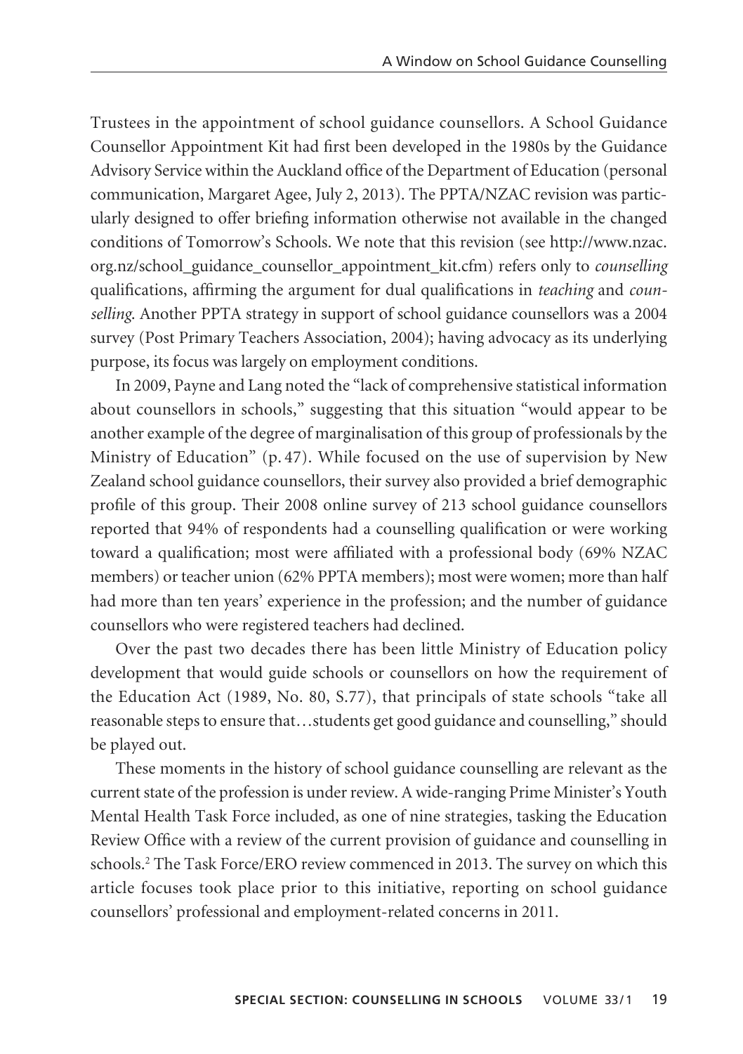Trustees in the appointment of school guidance counsellors. A School Guidance Counsellor Appointment Kit had first been developed in the 1980s by the Guidance Advisory Service within the Auckland office of the Department of Education (personal communication, Margaret Agee, July 2, 2013). The PPTA/NZAC revision was particularly designed to offer briefing information otherwise not available in the changed conditions of Tomorrow's Schools. We note that this revision (see http://www.nzac.org.nz/school_guidance_counsellor_appointment_kit.cfm) refers only to *counselling* qualifications, affirming the argument for dual qualifications in *teaching* and *counselling*. Another PPTA strategy in support of school guidance counsellors was a 2004 survey (Post Primary Teachers Association, 2004); having advocacy as its underlying purpose, its focus was largely on employment conditions.

In 2009, Payne and Lang noted the "lack of comprehensive statistical information about counsellors in schools," suggesting that this situation "would appear to be another example of the degree of marginalisation of this group of professionals by the Ministry of Education" (p. 47). While focused on the use of supervision by New Zealand school guidance counsellors, their survey also provided a brief demographic profile of this group. Their 2008 online survey of 213 school guidance counsellors reported that 94% of respondents had a counselling qualification or were working toward a qualification; most were affiliated with a professional body (69% NZAC members) or teacher union (62% PPTA members); most were women; more than half had more than ten years' experience in the profession; and the number of guidance counsellors who were registered teachers had declined.

Over the past two decades there has been little Ministry of Education policy development that would guide schools or counsellors on how the requirement of the Education Act (1989, No. 80, S.77), that principals of state schools "take all reasonable steps to ensure that…students get good guidance and counselling," should be played out.

These moments in the history of school guidance counselling are relevant as the current state of the profession is under review. A wide-ranging Prime Minister's Youth Mental Health Task Force included, as one of nine strategies, tasking the Education Review Office with a review of the current provision of guidance and counselling in schools.[2] The Task Force/ERO review commenced in 2013. The survey on which this article focuses took place prior to this initiative, reporting on school guidance counsellors' professional and employment-related concerns in 2011.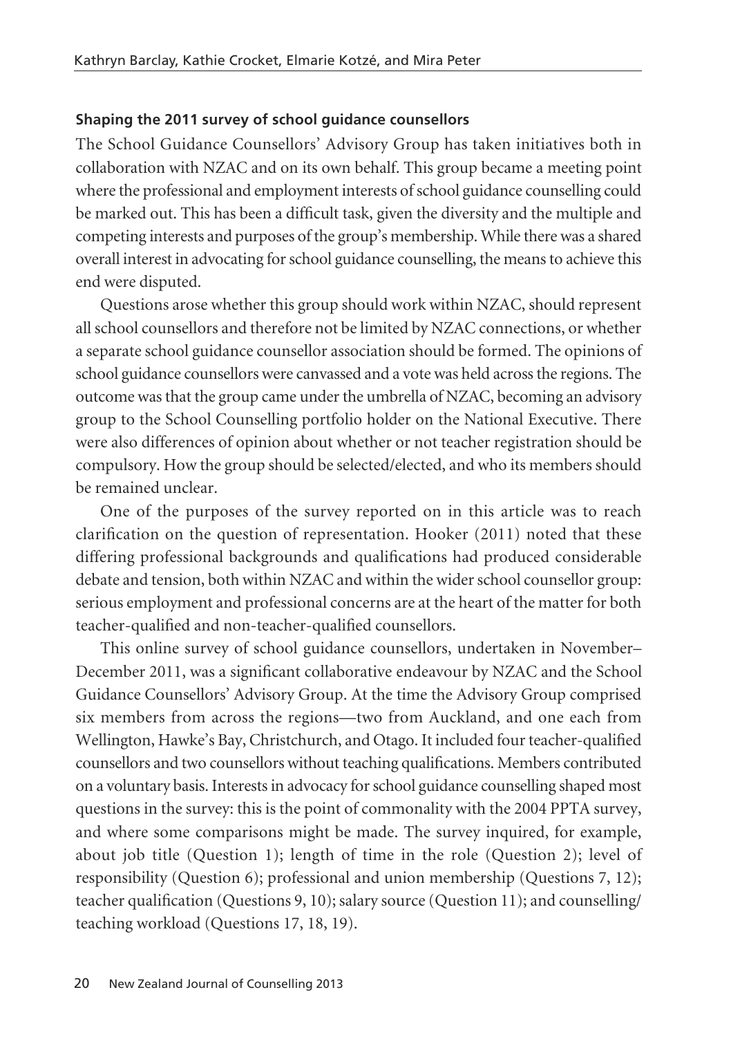### Shaping the 2011 survey of school guidance counsellors

The School Guidance Counsellors' Advisory Group has taken initiatives both in collaboration with NZAC and on its own behalf. This group became a meeting point where the professional and employment interests of school guidance counselling could be marked out. This has been a difficult task, given the diversity and the multiple and competing interests and purposes of the group's membership. While there was a shared overall interest in advocating for school guidance counselling, the means to achieve this end were disputed.

Questions arose whether this group should work within NZAC, should represent all school counsellors and therefore not be limited by NZAC connections, or whether a separate school guidance counsellor association should be formed. The opinions of school guidance counsellors were canvassed and a vote was held across the regions. The outcome was that the group came under the umbrella of NZAC, becoming an advisory group to the School Counselling portfolio holder on the National Executive. There were also differences of opinion about whether or not teacher registration should be compulsory. How the group should be selected/elected, and who its members should be remained unclear.

One of the purposes of the survey reported on in this article was to reach clarification on the question of representation. Hooker (2011) noted that these differing professional backgrounds and qualifications had produced considerable debate and tension, both within NZAC and within the wider school counsellor group: serious employment and professional concerns are at the heart of the matter for both teacher-qualified and non-teacher-qualified counsellors.

This online survey of school guidance counsellors, undertaken in November–December 2011, was a significant collaborative endeavour by NZAC and the School Guidance Counsellors' Advisory Group. At the time the Advisory Group comprised six members from across the regions—two from Auckland, and one each from Wellington, Hawke's Bay, Christchurch, and Otago. It included four teacher-qualified counsellors and two counsellors without teaching qualifications. Members contributed on a voluntary basis. Interests in advocacy for school guidance counselling shaped most questions in the survey: this is the point of commonality with the 2004 PPTA survey, and where some comparisons might be made. The survey inquired, for example, about job title (Question 1); length of time in the role (Question 2); level of responsibility (Question 6); professional and union membership (Questions 7, 12); teacher qualification (Questions 9, 10); salary source (Question 11); and counselling/teaching workload (Questions 17, 18, 19).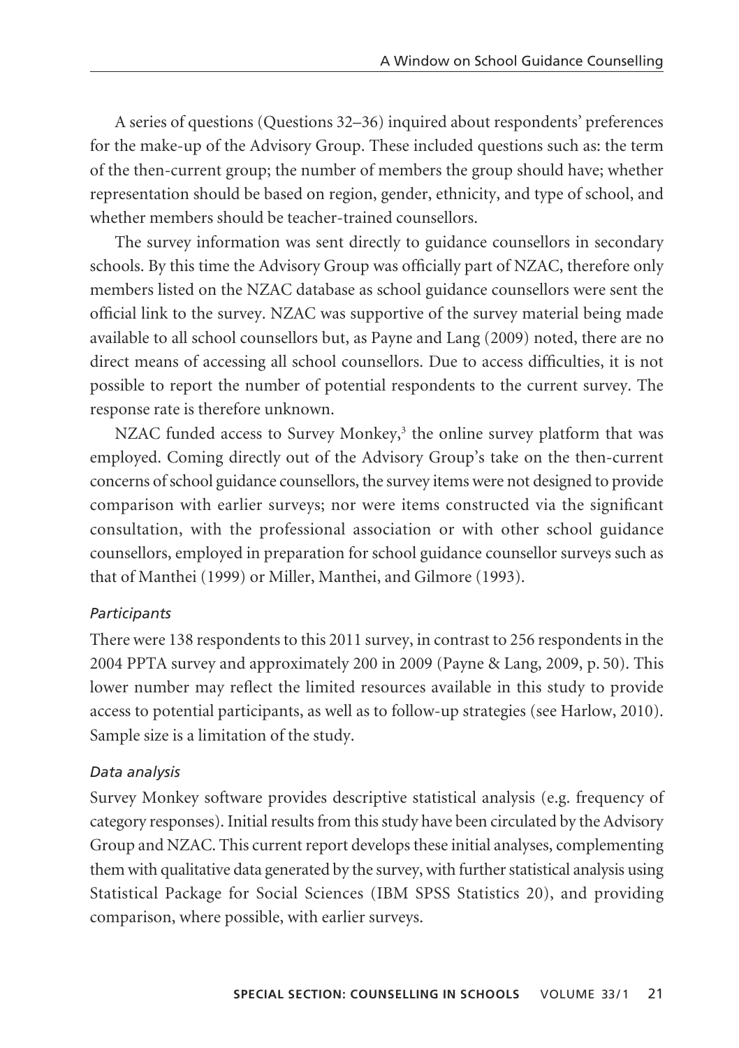A series of questions (Questions 32–36) inquired about respondents' preferences for the make-up of the Advisory Group. These included questions such as: the term of the then-current group; the number of members the group should have; whether representation should be based on region, gender, ethnicity, and type of school, and whether members should be teacher-trained counsellors.

The survey information was sent directly to guidance counsellors in secondary schools. By this time the Advisory Group was officially part of NZAC, therefore only members listed on the NZAC database as school guidance counsellors were sent the official link to the survey. NZAC was supportive of the survey material being made available to all school counsellors but, as Payne and Lang (2009) noted, there are no direct means of accessing all school counsellors. Due to access difficulties, it is not possible to report the number of potential respondents to the current survey. The response rate is therefore unknown.

NZAC funded access to Survey Monkey,[3] the online survey platform that was employed. Coming directly out of the Advisory Group's take on the then-current concerns of school guidance counsellors, the survey items were not designed to provide comparison with earlier surveys; nor were items constructed via the significant consultation, with the professional association or with other school guidance counsellors, employed in preparation for school guidance counsellor surveys such as that of Manthei (1999) or Miller, Manthei, and Gilmore (1993).

### *Participants*

There were 138 respondents to this 2011 survey, in contrast to 256 respondents in the 2004 PPTA survey and approximately 200 in 2009 (Payne & Lang, 2009, p. 50). This lower number may reflect the limited resources available in this study to provide access to potential participants, as well as to follow-up strategies (see Harlow, 2010). Sample size is a limitation of the study.

### *Data analysis*

Survey Monkey software provides descriptive statistical analysis (e.g. frequency of category responses). Initial results from this study have been circulated by the Advisory Group and NZAC. This current report develops these initial analyses, complementing them with qualitative data generated by the survey, with further statistical analysis using Statistical Package for Social Sciences (IBM SPSS Statistics 20), and providing comparison, where possible, with earlier surveys.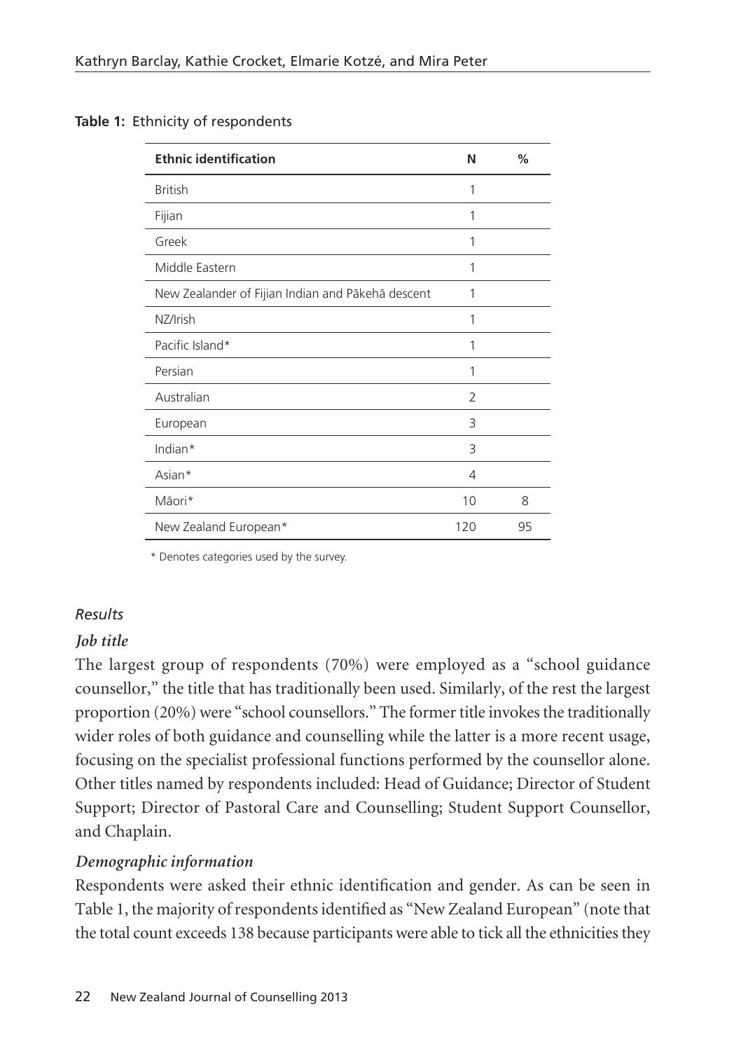**Table 1:** Ethnicity of respondents

| Ethnic identification | N | % |
|---|---|---|
| British | 1 | |
| Fijian | 1 | |
| Greek | 1 | |
| Middle Eastern | 1 | |
| New Zealander of Fijian Indian and Pākehā descent | 1 | |
| NZ/Irish | 1 | |
| Pacific Island* | 1 | |
| Persian | 1 | |
| Australian | 2 | |
| European | 3 | |
| Indian* | 3 | |
| Asian* | 4 | |
| Māori* | 10 | 8 |
| New Zealand European* | 120 | 95 |

\* Denotes categories used by the survey.

### *Results*

#### *Job title*

The largest group of respondents (70%) were employed as a "school guidance counsellor," the title that has traditionally been used. Similarly, of the rest the largest proportion (20%) were "school counsellors." The former title invokes the traditionally wider roles of both guidance and counselling while the latter is a more recent usage, focusing on the specialist professional functions performed by the counsellor alone. Other titles named by respondents included: Head of Guidance; Director of Student Support; Director of Pastoral Care and Counselling; Student Support Counsellor, and Chaplain.

#### *Demographic information*

Respondents were asked their ethnic identification and gender. As can be seen in Table 1, the majority of respondents identified as "New Zealand European" (note that the total count exceeds 138 because participants were able to tick all the ethnicities they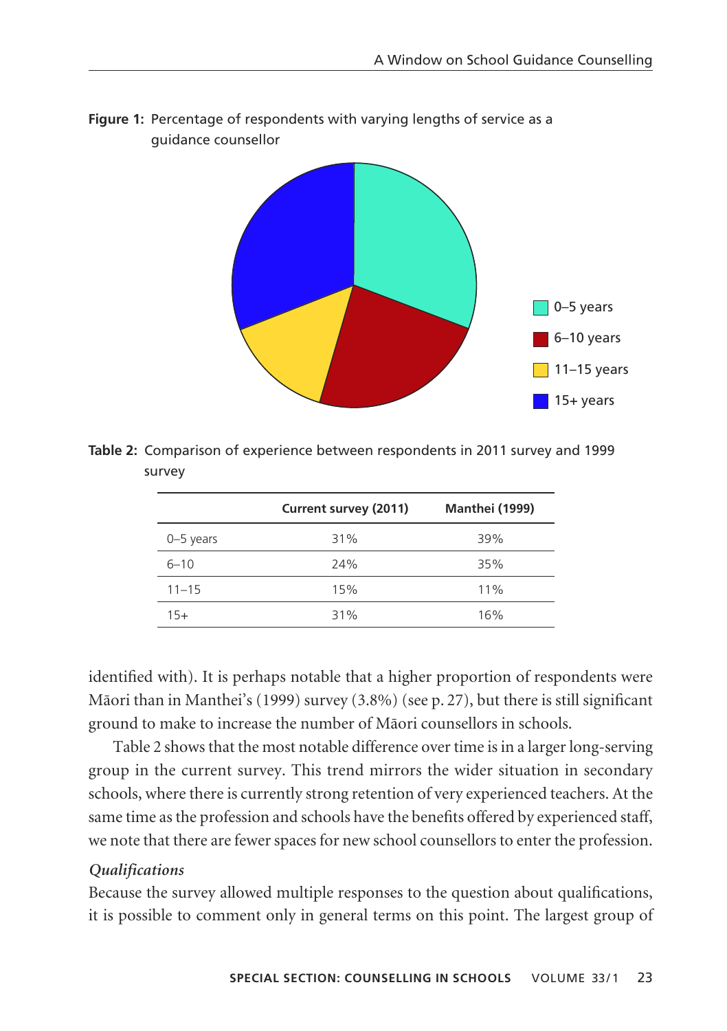**Figure 1:** Percentage of respondents with varying lengths of service as a guidance counsellor

**Table 2:** Comparison of experience between respondents in 2011 survey and 1999 survey

| | Current survey (2011) | Manthei (1999) |
|---|---|---|
| 0–5 years | 31% | 39% |
| 6–10 | 24% | 35% |
| 11–15 | 15% | 11% |
| 15+ | 31% | 16% |

identified with). It is perhaps notable that a higher proportion of respondents were Māori than in Manthei's (1999) survey (3.8%) (see p. 27), but there is still significant ground to make to increase the number of Māori counsellors in schools.

Table 2 shows that the most notable difference over time is in a larger long-serving group in the current survey. This trend mirrors the wider situation in secondary schools, where there is currently strong retention of very experienced teachers. At the same time as the profession and schools have the benefits offered by experienced staff, we note that there are fewer spaces for new school counsellors to enter the profession.

*Qualifications*

Because the survey allowed multiple responses to the question about qualifications, it is possible to comment only in general terms on this point. The largest group of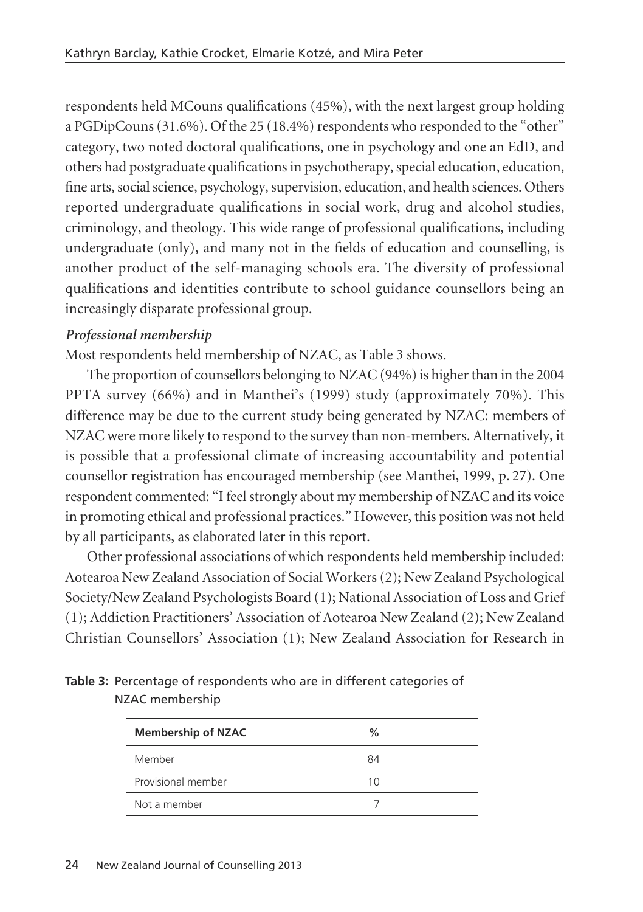respondents held MCouns qualifications (45%), with the next largest group holding a PGDipCouns (31.6%). Of the 25 (18.4%) respondents who responded to the "other" category, two noted doctoral qualifications, one in psychology and one an EdD, and others had postgraduate qualifications in psychotherapy, special education, education, fine arts, social science, psychology, supervision, education, and health sciences. Others reported undergraduate qualifications in social work, drug and alcohol studies, criminology, and theology. This wide range of professional qualifications, including undergraduate (only), and many not in the fields of education and counselling, is another product of the self-managing schools era. The diversity of professional qualifications and identities contribute to school guidance counsellors being an increasingly disparate professional group.

***Professional membership***

Most respondents held membership of NZAC, as Table 3 shows.

The proportion of counsellors belonging to NZAC (94%) is higher than in the 2004 PPTA survey (66%) and in Manthei's (1999) study (approximately 70%). This difference may be due to the current study being generated by NZAC: members of NZAC were more likely to respond to the survey than non-members. Alternatively, it is possible that a professional climate of increasing accountability and potential counsellor registration has encouraged membership (see Manthei, 1999, p. 27). One respondent commented: "I feel strongly about my membership of NZAC and its voice in promoting ethical and professional practices." However, this position was not held by all participants, as elaborated later in this report.

Other professional associations of which respondents held membership included: Aotearoa New Zealand Association of Social Workers (2); New Zealand Psychological Society/New Zealand Psychologists Board (1); National Association of Loss and Grief (1); Addiction Practitioners' Association of Aotearoa New Zealand (2); New Zealand Christian Counsellors' Association (1); New Zealand Association for Research in

**Table 3:** Percentage of respondents who are in different categories of NZAC membership

| Membership of NZAC | % |
|---|---|
| Member | 84 |
| Provisional member | 10 |
| Not a member | 7 |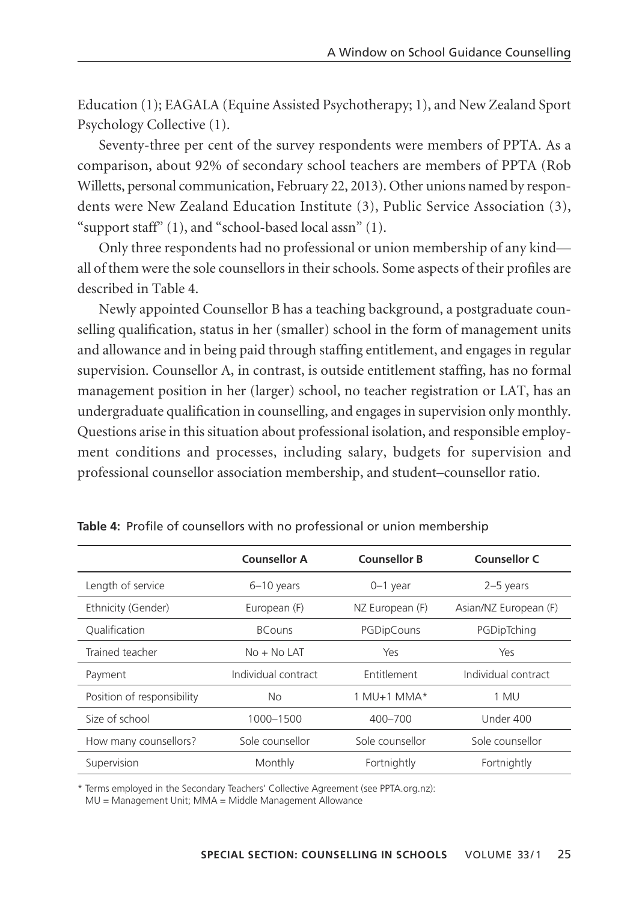Education (1); EAGALA (Equine Assisted Psychotherapy; 1), and New Zealand Sport Psychology Collective (1).

Seventy-three per cent of the survey respondents were members of PPTA. As a comparison, about 92% of secondary school teachers are members of PPTA (Rob Willetts, personal communication, February 22, 2013). Other unions named by respondents were New Zealand Education Institute (3), Public Service Association (3), "support staff" (1), and "school-based local assn" (1).

Only three respondents had no professional or union membership of any kind—all of them were the sole counsellors in their schools. Some aspects of their profiles are described in Table 4.

Newly appointed Counsellor B has a teaching background, a postgraduate counselling qualification, status in her (smaller) school in the form of management units and allowance and in being paid through staffing entitlement, and engages in regular supervision. Counsellor A, in contrast, is outside entitlement staffing, has no formal management position in her (larger) school, no teacher registration or LAT, has an undergraduate qualification in counselling, and engages in supervision only monthly. Questions arise in this situation about professional isolation, and responsible employment conditions and processes, including salary, budgets for supervision and professional counsellor association membership, and student–counsellor ratio.

**Table 4:** Profile of counsellors with no professional or union membership

| | Counsellor A | Counsellor B | Counsellor C |
|---|---|---|---|
| Length of service | 6–10 years | 0–1 year | 2–5 years |
| Ethnicity (Gender) | European (F) | NZ European (F) | Asian/NZ European (F) |
| Qualification | BCouns | PGDipCouns | PGDipTching |
| Trained teacher | No + No LAT | Yes | Yes |
| Payment | Individual contract | Entitlement | Individual contract |
| Position of responsibility | No | 1 MU+1 MMA* | 1 MU |
| Size of school | 1000–1500 | 400–700 | Under 400 |
| How many counsellors? | Sole counsellor | Sole counsellor | Sole counsellor |
| Supervision | Monthly | Fortnightly | Fortnightly |

\* Terms employed in the Secondary Teachers' Collective Agreement (see PPTA.org.nz):
MU = Management Unit; MMA = Middle Management Allowance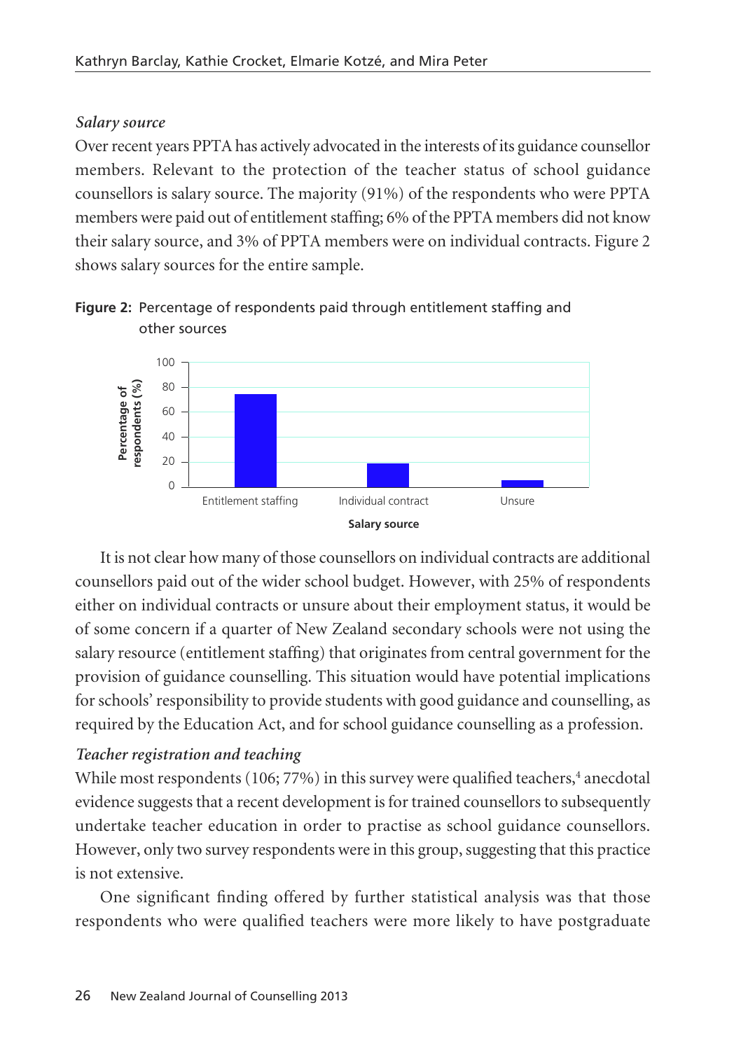### *Salary source*

Over recent years PPTA has actively advocated in the interests of its guidance counsellor members. Relevant to the protection of the teacher status of school guidance counsellors is salary source. The majority (91%) of the respondents who were PPTA members were paid out of entitlement staffing; 6% of the PPTA members did not know their salary source, and 3% of PPTA members were on individual contracts. Figure 2 shows salary sources for the entire sample.

**Figure 2:** Percentage of respondents paid through entitlement staffing and other sources

It is not clear how many of those counsellors on individual contracts are additional counsellors paid out of the wider school budget. However, with 25% of respondents either on individual contracts or unsure about their employment status, it would be of some concern if a quarter of New Zealand secondary schools were not using the salary resource (entitlement staffing) that originates from central government for the provision of guidance counselling. This situation would have potential implications for schools' responsibility to provide students with good guidance and counselling, as required by the Education Act, and for school guidance counselling as a profession.

### *Teacher registration and teaching*

While most respondents (106; 77%) in this survey were qualified teachers,[4] anecdotal evidence suggests that a recent development is for trained counsellors to subsequently undertake teacher education in order to practise as school guidance counsellors. However, only two survey respondents were in this group, suggesting that this practice is not extensive.

One significant finding offered by further statistical analysis was that those respondents who were qualified teachers were more likely to have postgraduate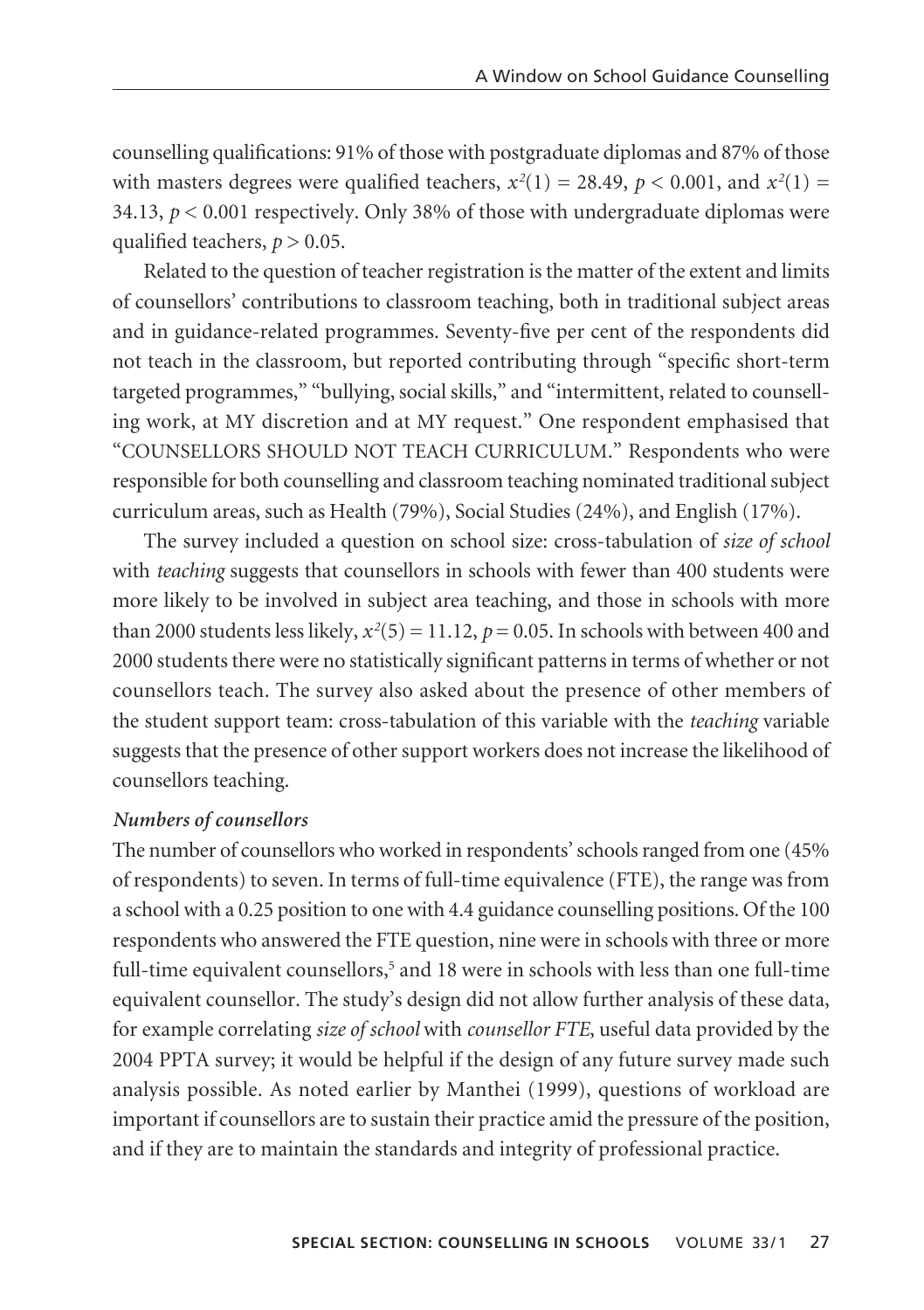counselling qualifications: 91% of those with postgraduate diplomas and 87% of those with masters degrees were qualified teachers, $x^2(1) = 28.49$, $p < 0.001$, and $x^2(1) = 34.13$, $p < 0.001$ respectively. Only 38% of those with undergraduate diplomas were qualified teachers, $p > 0.05$.

Related to the question of teacher registration is the matter of the extent and limits of counsellors' contributions to classroom teaching, both in traditional subject areas and in guidance-related programmes. Seventy-five per cent of the respondents did not teach in the classroom, but reported contributing through "specific short-term targeted programmes," "bullying, social skills," and "intermittent, related to counselling work, at MY discretion and at MY request." One respondent emphasised that "COUNSELLORS SHOULD NOT TEACH CURRICULUM." Respondents who were responsible for both counselling and classroom teaching nominated traditional subject curriculum areas, such as Health (79%), Social Studies (24%), and English (17%).

The survey included a question on school size: cross-tabulation of *size of school* with *teaching* suggests that counsellors in schools with fewer than 400 students were more likely to be involved in subject area teaching, and those in schools with more than 2000 students less likely, $x^2(5) = 11.12$, $p = 0.05$. In schools with between 400 and 2000 students there were no statistically significant patterns in terms of whether or not counsellors teach. The survey also asked about the presence of other members of the student support team: cross-tabulation of this variable with the *teaching* variable suggests that the presence of other support workers does not increase the likelihood of counsellors teaching.

### *Numbers of counsellors*

The number of counsellors who worked in respondents' schools ranged from one (45% of respondents) to seven. In terms of full-time equivalence (FTE), the range was from a school with a 0.25 position to one with 4.4 guidance counselling positions. Of the 100 respondents who answered the FTE question, nine were in schools with three or more full-time equivalent counsellors,[5] and 18 were in schools with less than one full-time equivalent counsellor. The study's design did not allow further analysis of these data, for example correlating *size of school* with *counsellor FTE*, useful data provided by the 2004 PPTA survey; it would be helpful if the design of any future survey made such analysis possible. As noted earlier by Manthei (1999), questions of workload are important if counsellors are to sustain their practice amid the pressure of the position, and if they are to maintain the standards and integrity of professional practice.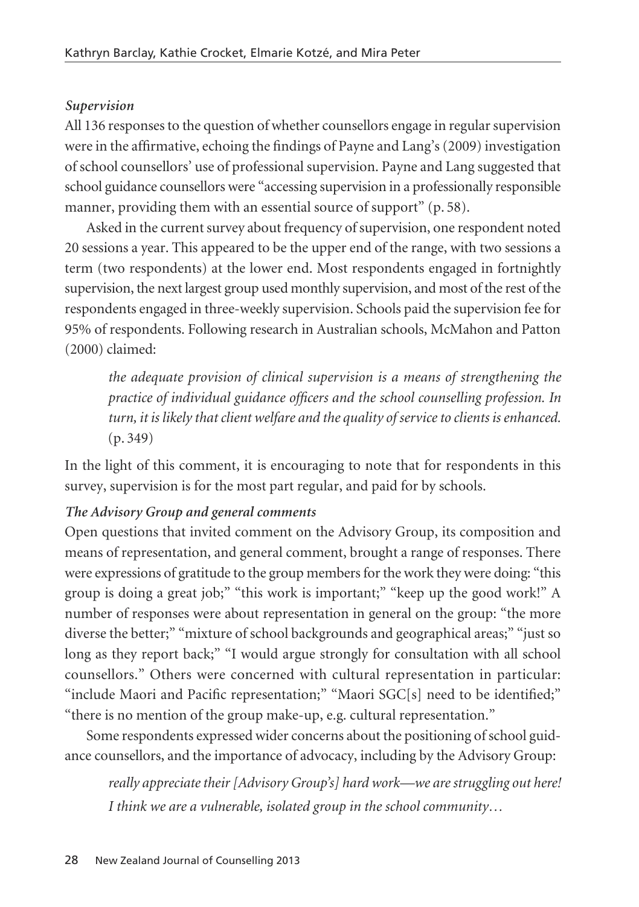### *Supervision*

All 136 responses to the question of whether counsellors engage in regular supervision were in the affirmative, echoing the findings of Payne and Lang's (2009) investigation of school counsellors' use of professional supervision. Payne and Lang suggested that school guidance counsellors were "accessing supervision in a professionally responsible manner, providing them with an essential source of support" (p. 58).

Asked in the current survey about frequency of supervision, one respondent noted 20 sessions a year. This appeared to be the upper end of the range, with two sessions a term (two respondents) at the lower end. Most respondents engaged in fortnightly supervision, the next largest group used monthly supervision, and most of the rest of the respondents engaged in three-weekly supervision. Schools paid the supervision fee for 95% of respondents. Following research in Australian schools, McMahon and Patton (2000) claimed:

> *the adequate provision of clinical supervision is a means of strengthening the practice of individual guidance officers and the school counselling profession. In turn, it is likely that client welfare and the quality of service to clients is enhanced.* (p. 349)

In the light of this comment, it is encouraging to note that for respondents in this survey, supervision is for the most part regular, and paid for by schools.

### *The Advisory Group and general comments*

Open questions that invited comment on the Advisory Group, its composition and means of representation, and general comment, brought a range of responses. There were expressions of gratitude to the group members for the work they were doing: "this group is doing a great job;" "this work is important;" "keep up the good work!" A number of responses were about representation in general on the group: "the more diverse the better;" "mixture of school backgrounds and geographical areas;" "just so long as they report back;" "I would argue strongly for consultation with all school counsellors." Others were concerned with cultural representation in particular: "include Maori and Pacific representation;" "Maori SGC[s] need to be identified;" "there is no mention of the group make-up, e.g. cultural representation."

Some respondents expressed wider concerns about the positioning of school guidance counsellors, and the importance of advocacy, including by the Advisory Group:

> *really appreciate their [Advisory Group's] hard work—we are struggling out here! I think we are a vulnerable, isolated group in the school community…*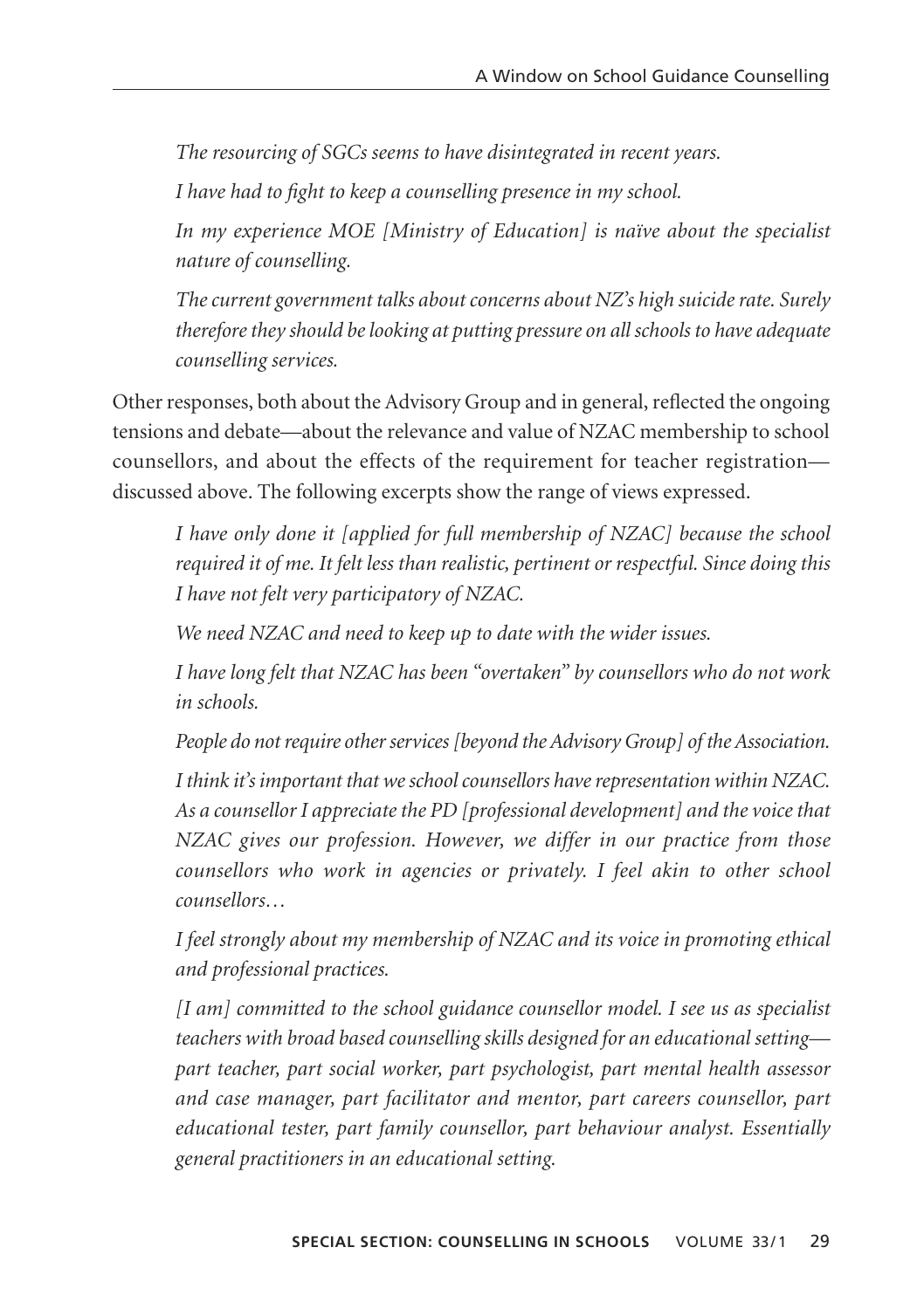*The resourcing of SGCs seems to have disintegrated in recent years.*

*I have had to fight to keep a counselling presence in my school.*

*In my experience MOE [Ministry of Education] is naïve about the specialist nature of counselling.*

*The current government talks about concerns about NZ's high suicide rate. Surely therefore they should be looking at putting pressure on all schools to have adequate counselling services.*

Other responses, both about the Advisory Group and in general, reflected the ongoing tensions and debate—about the relevance and value of NZAC membership to school counsellors, and about the effects of the requirement for teacher registration—discussed above. The following excerpts show the range of views expressed.

*I have only done it [applied for full membership of NZAC] because the school required it of me. It felt less than realistic, pertinent or respectful. Since doing this I have not felt very participatory of NZAC.*

*We need NZAC and need to keep up to date with the wider issues.*

*I have long felt that NZAC has been "overtaken" by counsellors who do not work in schools.*

*People do not require other services [beyond the Advisory Group] of the Association.*

*I think it's important that we school counsellors have representation within NZAC. As a counsellor I appreciate the PD [professional development] and the voice that NZAC gives our profession. However, we differ in our practice from those counsellors who work in agencies or privately. I feel akin to other school counsellors…*

*I feel strongly about my membership of NZAC and its voice in promoting ethical and professional practices.*

*[I am] committed to the school guidance counsellor model. I see us as specialist teachers with broad based counselling skills designed for an educational setting—part teacher, part social worker, part psychologist, part mental health assessor and case manager, part facilitator and mentor, part careers counsellor, part educational tester, part family counsellor, part behaviour analyst. Essentially general practitioners in an educational setting.*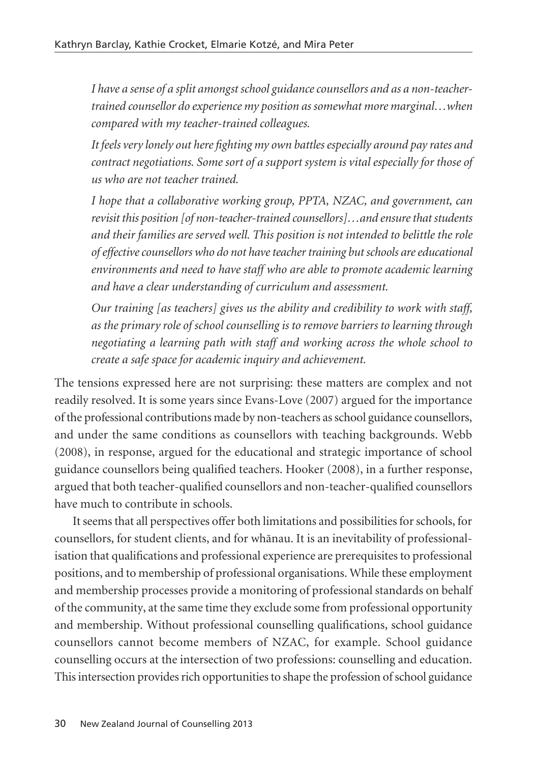*I have a sense of a split amongst school guidance counsellors and as a non-teacher-trained counsellor do experience my position as somewhat more marginal…when compared with my teacher-trained colleagues.*

*It feels very lonely out here fighting my own battles especially around pay rates and contract negotiations. Some sort of a support system is vital especially for those of us who are not teacher trained.*

*I hope that a collaborative working group, PPTA, NZAC, and government, can revisit this position [of non-teacher-trained counsellors]…and ensure that students and their families are served well. This position is not intended to belittle the role of effective counsellors who do not have teacher training but schools are educational environments and need to have staff who are able to promote academic learning and have a clear understanding of curriculum and assessment.*

*Our training [as teachers] gives us the ability and credibility to work with staff, as the primary role of school counselling is to remove barriers to learning through negotiating a learning path with staff and working across the whole school to create a safe space for academic inquiry and achievement.*

The tensions expressed here are not surprising: these matters are complex and not readily resolved. It is some years since Evans-Love (2007) argued for the importance of the professional contributions made by non-teachers as school guidance counsellors, and under the same conditions as counsellors with teaching backgrounds. Webb (2008), in response, argued for the educational and strategic importance of school guidance counsellors being qualified teachers. Hooker (2008), in a further response, argued that both teacher-qualified counsellors and non-teacher-qualified counsellors have much to contribute in schools.

It seems that all perspectives offer both limitations and possibilities for schools, for counsellors, for student clients, and for whānau. It is an inevitability of professionalisation that qualifications and professional experience are prerequisites to professional positions, and to membership of professional organisations. While these employment and membership processes provide a monitoring of professional standards on behalf of the community, at the same time they exclude some from professional opportunity and membership. Without professional counselling qualifications, school guidance counsellors cannot become members of NZAC, for example. School guidance counselling occurs at the intersection of two professions: counselling and education. This intersection provides rich opportunities to shape the profession of school guidance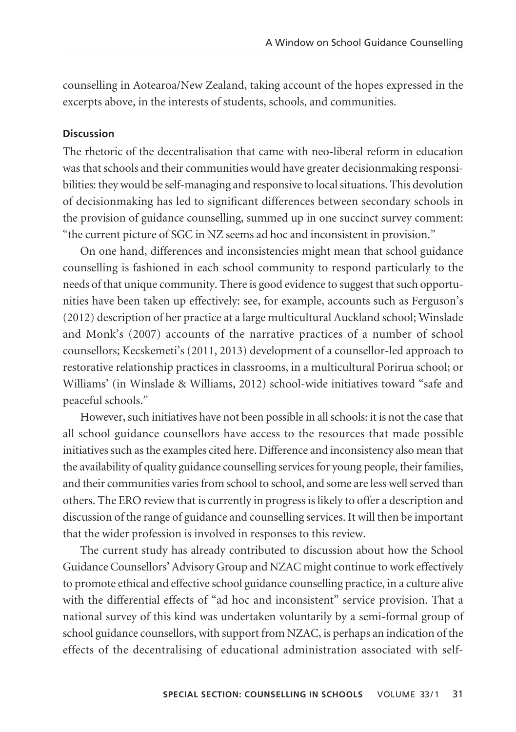counselling in Aotearoa/New Zealand, taking account of the hopes expressed in the excerpts above, in the interests of students, schools, and communities.

### Discussion

The rhetoric of the decentralisation that came with neo-liberal reform in education was that schools and their communities would have greater decisionmaking responsibilities: they would be self-managing and responsive to local situations. This devolution of decisionmaking has led to significant differences between secondary schools in the provision of guidance counselling, summed up in one succinct survey comment: "the current picture of SGC in NZ seems ad hoc and inconsistent in provision."

On one hand, differences and inconsistencies might mean that school guidance counselling is fashioned in each school community to respond particularly to the needs of that unique community. There is good evidence to suggest that such opportunities have been taken up effectively: see, for example, accounts such as Ferguson's (2012) description of her practice at a large multicultural Auckland school; Winslade and Monk's (2007) accounts of the narrative practices of a number of school counsellors; Kecskemeti's (2011, 2013) development of a counsellor-led approach to restorative relationship practices in classrooms, in a multicultural Porirua school; or Williams' (in Winslade & Williams, 2012) school-wide initiatives toward "safe and peaceful schools."

However, such initiatives have not been possible in all schools: it is not the case that all school guidance counsellors have access to the resources that made possible initiatives such as the examples cited here. Difference and inconsistency also mean that the availability of quality guidance counselling services for young people, their families, and their communities varies from school to school, and some are less well served than others. The ERO review that is currently in progress is likely to offer a description and discussion of the range of guidance and counselling services. It will then be important that the wider profession is involved in responses to this review.

The current study has already contributed to discussion about how the School Guidance Counsellors' Advisory Group and NZAC might continue to work effectively to promote ethical and effective school guidance counselling practice, in a culture alive with the differential effects of "ad hoc and inconsistent" service provision. That a national survey of this kind was undertaken voluntarily by a semi-formal group of school guidance counsellors, with support from NZAC, is perhaps an indication of the effects of the decentralising of educational administration associated with self-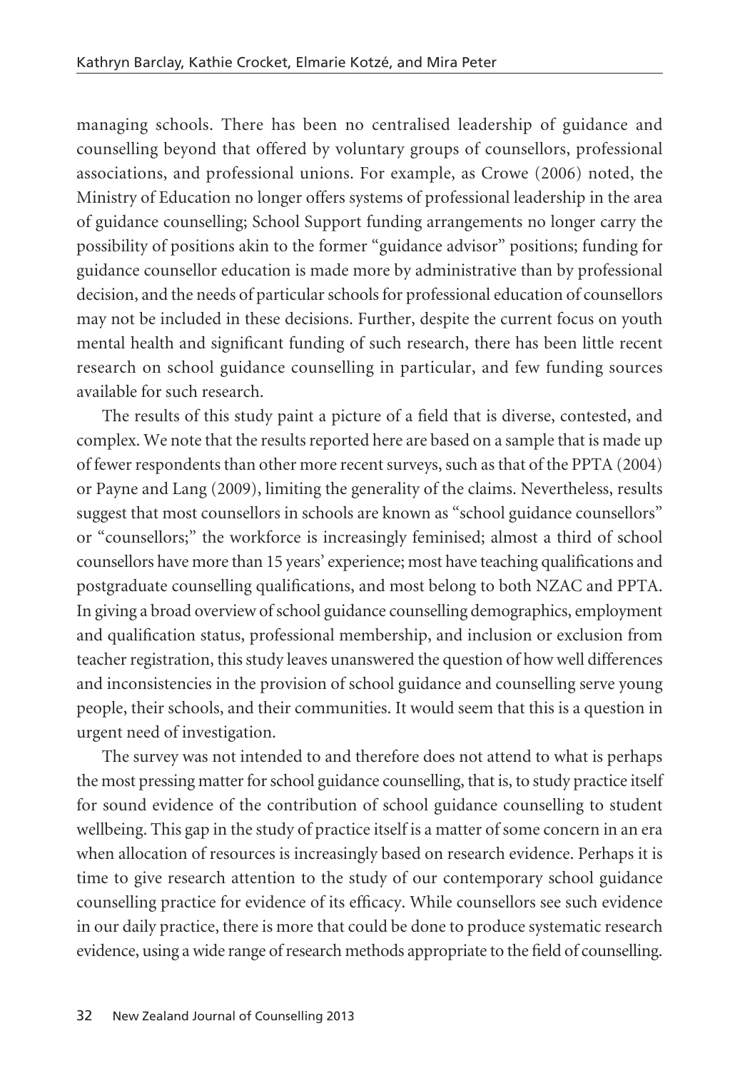managing schools. There has been no centralised leadership of guidance and counselling beyond that offered by voluntary groups of counsellors, professional associations, and professional unions. For example, as Crowe (2006) noted, the Ministry of Education no longer offers systems of professional leadership in the area of guidance counselling; School Support funding arrangements no longer carry the possibility of positions akin to the former "guidance advisor" positions; funding for guidance counsellor education is made more by administrative than by professional decision, and the needs of particular schools for professional education of counsellors may not be included in these decisions. Further, despite the current focus on youth mental health and significant funding of such research, there has been little recent research on school guidance counselling in particular, and few funding sources available for such research.

The results of this study paint a picture of a field that is diverse, contested, and complex. We note that the results reported here are based on a sample that is made up of fewer respondents than other more recent surveys, such as that of the PPTA (2004) or Payne and Lang (2009), limiting the generality of the claims. Nevertheless, results suggest that most counsellors in schools are known as "school guidance counsellors" or "counsellors;" the workforce is increasingly feminised; almost a third of school counsellors have more than 15 years' experience; most have teaching qualifications and postgraduate counselling qualifications, and most belong to both NZAC and PPTA. In giving a broad overview of school guidance counselling demographics, employment and qualification status, professional membership, and inclusion or exclusion from teacher registration, this study leaves unanswered the question of how well differences and inconsistencies in the provision of school guidance and counselling serve young people, their schools, and their communities. It would seem that this is a question in urgent need of investigation.

The survey was not intended to and therefore does not attend to what is perhaps the most pressing matter for school guidance counselling, that is, to study practice itself for sound evidence of the contribution of school guidance counselling to student wellbeing. This gap in the study of practice itself is a matter of some concern in an era when allocation of resources is increasingly based on research evidence. Perhaps it is time to give research attention to the study of our contemporary school guidance counselling practice for evidence of its efficacy. While counsellors see such evidence in our daily practice, there is more that could be done to produce systematic research evidence, using a wide range of research methods appropriate to the field of counselling.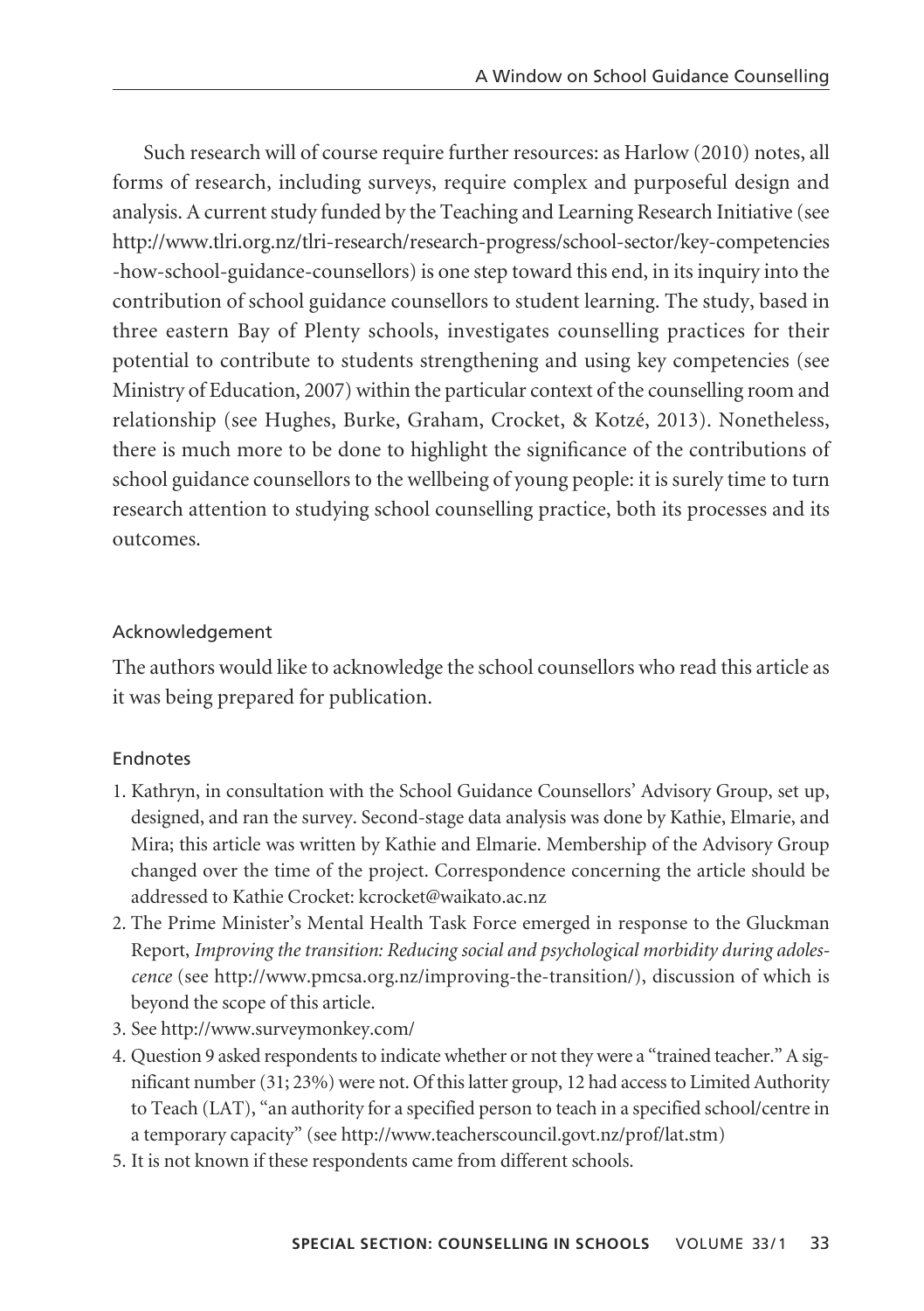Such research will of course require further resources: as Harlow (2010) notes, all forms of research, including surveys, require complex and purposeful design and analysis. A current study funded by the Teaching and Learning Research Initiative (see http://www.tlri.org.nz/tlri-research/research-progress/school-sector/key-competencies-how-school-guidance-counsellors) is one step toward this end, in its inquiry into the contribution of school guidance counsellors to student learning. The study, based in three eastern Bay of Plenty schools, investigates counselling practices for their potential to contribute to students strengthening and using key competencies (see Ministry of Education, 2007) within the particular context of the counselling room and relationship (see Hughes, Burke, Graham, Crocket, & Kotzé, 2013). Nonetheless, there is much more to be done to highlight the significance of the contributions of school guidance counsellors to the wellbeing of young people: it is surely time to turn research attention to studying school counselling practice, both its processes and its outcomes.

## Acknowledgement

The authors would like to acknowledge the school counsellors who read this article as it was being prepared for publication.

## Endnotes

1. Kathryn, in consultation with the School Guidance Counsellors' Advisory Group, set up, designed, and ran the survey. Second-stage data analysis was done by Kathie, Elmarie, and Mira; this article was written by Kathie and Elmarie. Membership of the Advisory Group changed over the time of the project. Correspondence concerning the article should be addressed to Kathie Crocket: kcrocket@waikato.ac.nz
2. The Prime Minister's Mental Health Task Force emerged in response to the Gluckman Report, *Improving the transition: Reducing social and psychological morbidity during adolescence* (see http://www.pmcsa.org.nz/improving-the-transition/), discussion of which is beyond the scope of this article.
3. See http://www.surveymonkey.com/
4. Question 9 asked respondents to indicate whether or not they were a "trained teacher." A significant number (31; 23%) were not. Of this latter group, 12 had access to Limited Authority to Teach (LAT), "an authority for a specified person to teach in a specified school/centre in a temporary capacity" (see http://www.teacherscouncil.govt.nz/prof/lat.stm)
5. It is not known if these respondents came from different schools.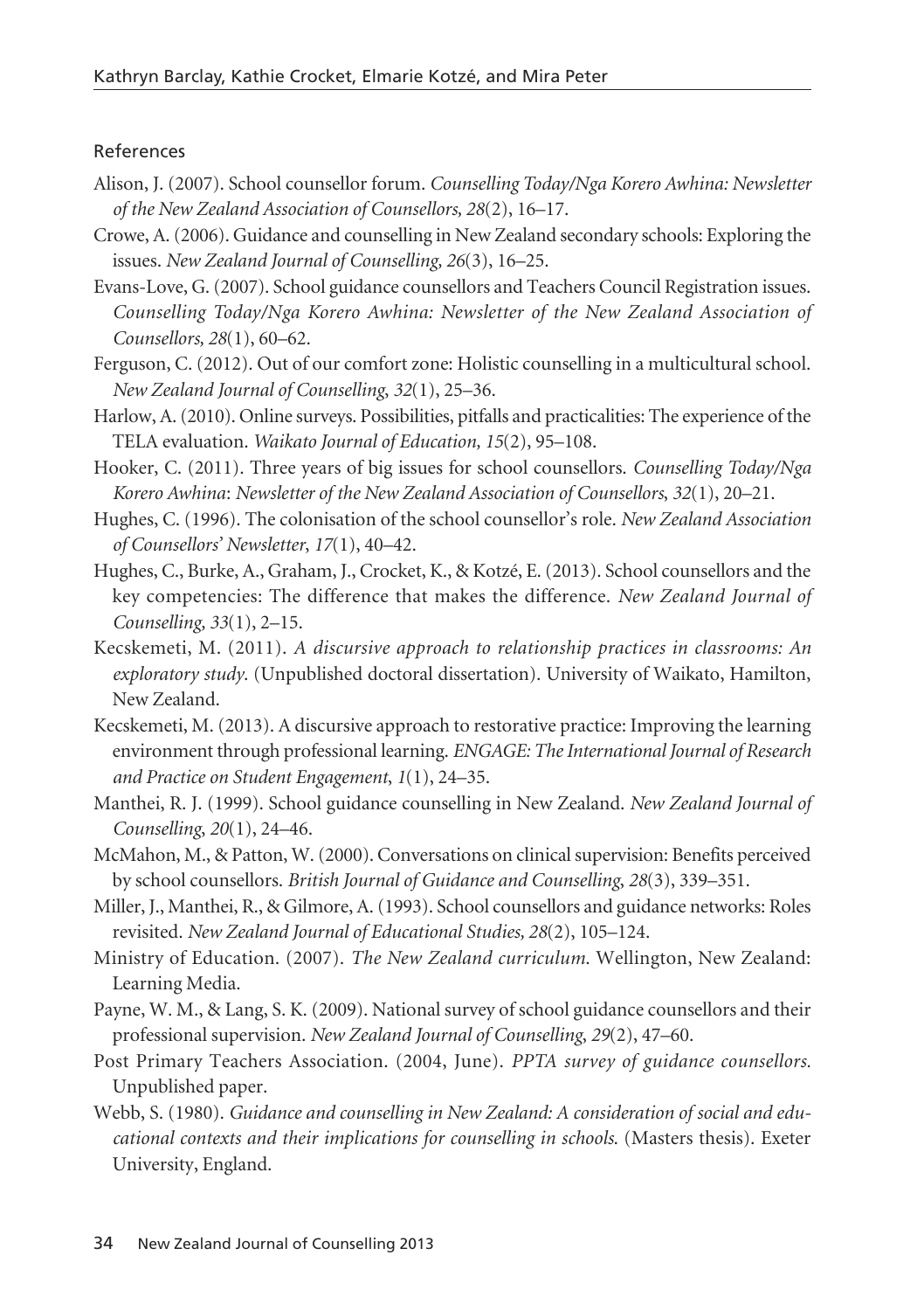## References

Alison, J. (2007). School counsellor forum. *Counselling Today/Nga Korero Awhina: Newsletter of the New Zealand Association of Counsellors, 28*(2), 16–17.

Crowe, A. (2006). Guidance and counselling in New Zealand secondary schools: Exploring the issues. *New Zealand Journal of Counselling, 26*(3), 16–25.

Evans-Love, G. (2007). School guidance counsellors and Teachers Council Registration issues. *Counselling Today/Nga Korero Awhina: Newsletter of the New Zealand Association of Counsellors, 28*(1), 60–62.

Ferguson, C. (2012). Out of our comfort zone: Holistic counselling in a multicultural school. *New Zealand Journal of Counselling, 32*(1), 25–36.

Harlow, A. (2010). Online surveys. Possibilities, pitfalls and practicalities: The experience of the TELA evaluation. *Waikato Journal of Education, 15*(2), 95–108.

Hooker, C. (2011). Three years of big issues for school counsellors. *Counselling Today/Nga Korero Awhina*: *Newsletter of the New Zealand Association of Counsellors*, *32*(1), 20–21.

Hughes, C. (1996). The colonisation of the school counsellor's role. *New Zealand Association of Counsellors' Newsletter*, *17*(1), 40–42.

Hughes, C., Burke, A., Graham, J., Crocket, K., & Kotzé, E. (2013). School counsellors and the key competencies: The difference that makes the difference. *New Zealand Journal of Counselling, 33*(1), 2–15.

Kecskemeti, M. (2011). *A discursive approach to relationship practices in classrooms: An exploratory study*. (Unpublished doctoral dissertation). University of Waikato, Hamilton, New Zealand.

Kecskemeti, M. (2013). A discursive approach to restorative practice: Improving the learning environment through professional learning. *ENGAGE: The International Journal of Research and Practice on Student Engagement*, *1*(1), 24–35.

Manthei, R. J. (1999). School guidance counselling in New Zealand. *New Zealand Journal of Counselling*, *20*(1), 24–46.

McMahon, M., & Patton, W. (2000). Conversations on clinical supervision: Benefits perceived by school counsellors. *British Journal of Guidance and Counselling*, *28*(3), 339–351.

Miller, J., Manthei, R., & Gilmore, A. (1993). School counsellors and guidance networks: Roles revisited. *New Zealand Journal of Educational Studies, 28*(2), 105–124.

Ministry of Education. (2007). *The New Zealand curriculum*. Wellington, New Zealand: Learning Media.

Payne, W. M., & Lang, S. K. (2009). National survey of school guidance counsellors and their professional supervision. *New Zealand Journal of Counselling*, *29*(2), 47–60.

Post Primary Teachers Association. (2004, June). *PPTA survey of guidance counsellors.* Unpublished paper.

Webb, S. (1980). *Guidance and counselling in New Zealand: A consideration of social and educational contexts and their implications for counselling in schools*. (Masters thesis). Exeter University, England.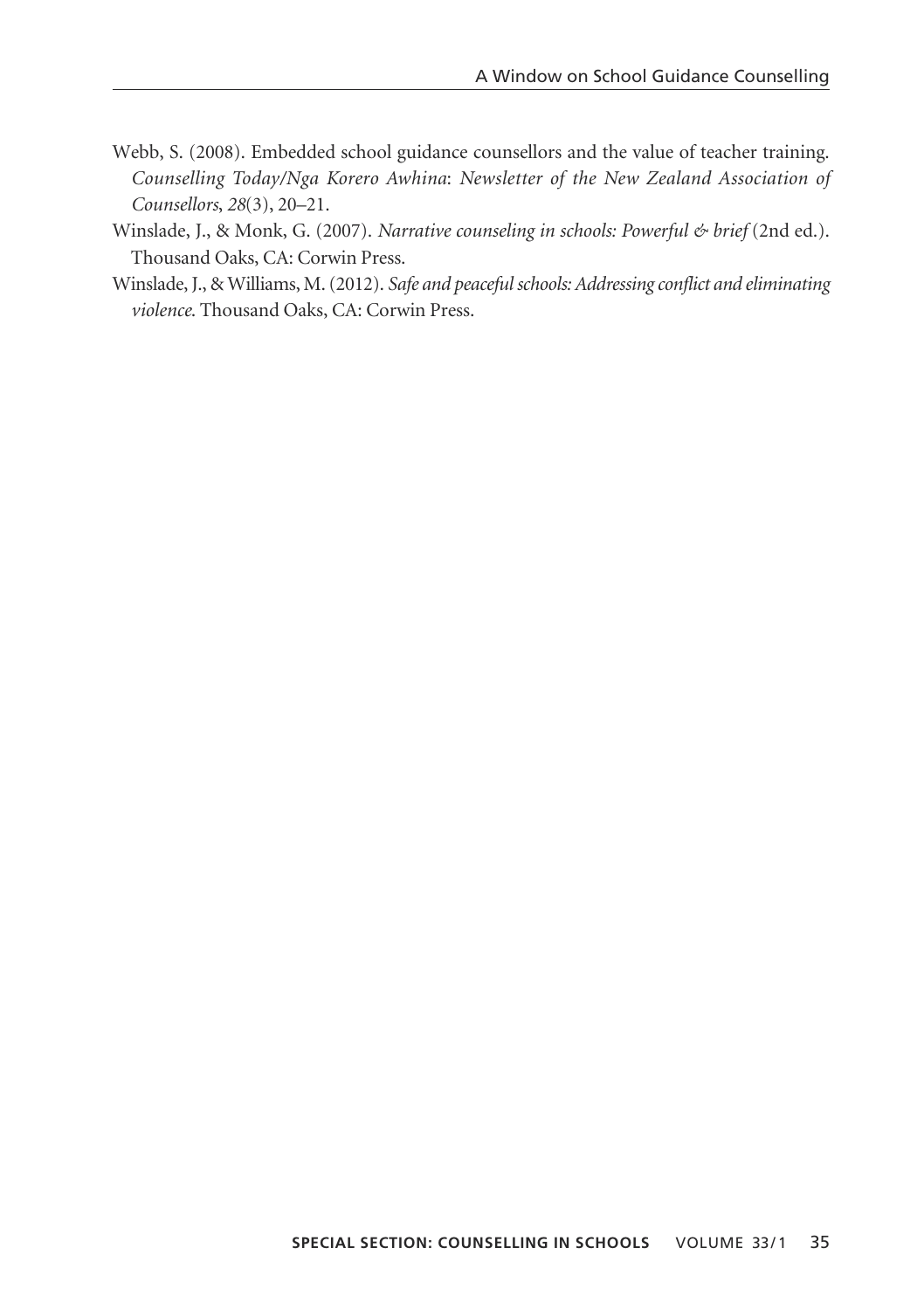Webb, S. (2008). Embedded school guidance counsellors and the value of teacher training. *Counselling Today/Nga Korero Awhina*: *Newsletter of the New Zealand Association of Counsellors*, *28*(3), 20–21.

Winslade, J., & Monk, G. (2007). *Narrative counseling in schools: Powerful & brief* (2nd ed.). Thousand Oaks, CA: Corwin Press.

Winslade, J., & Williams, M. (2012). *Safe and peaceful schools: Addressing conflict and eliminating violence*. Thousand Oaks, CA: Corwin Press.